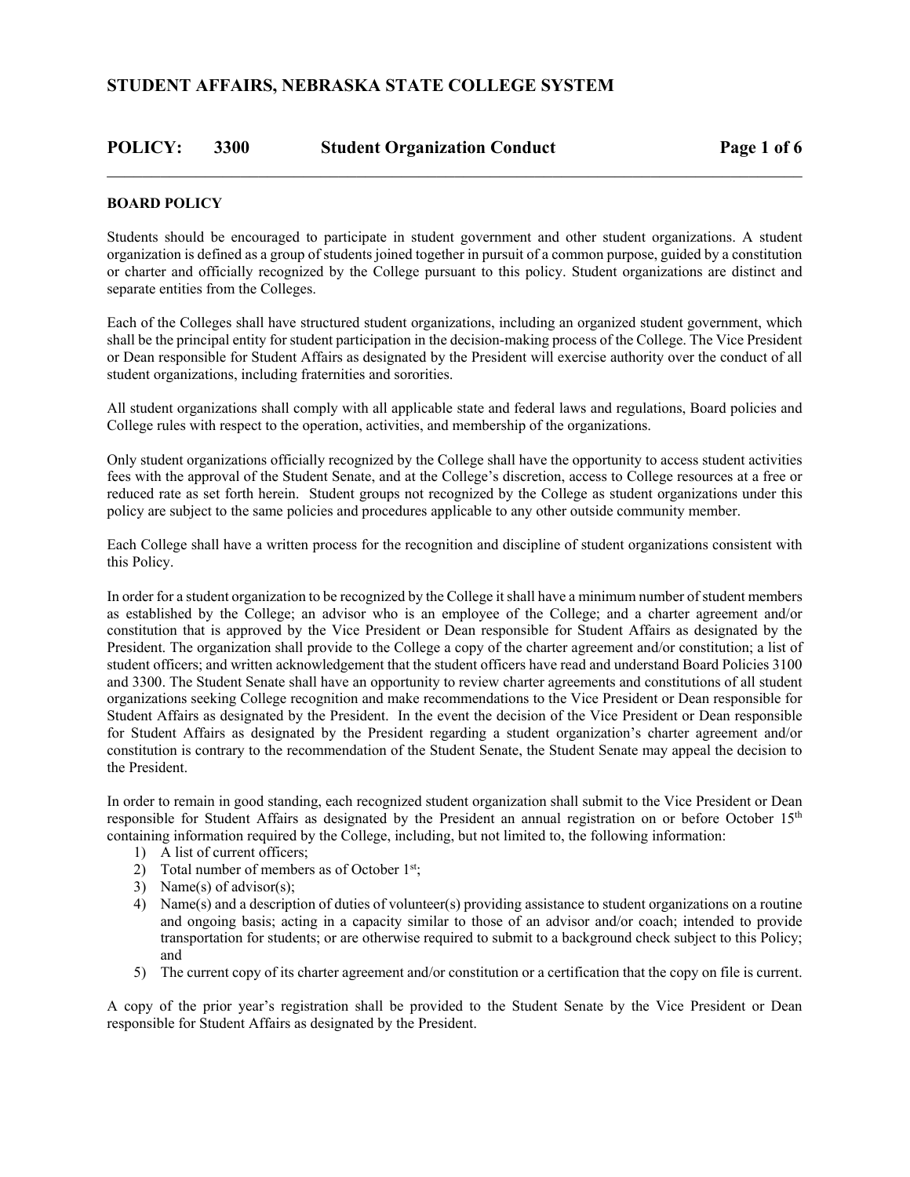# STUDENT AFFAIRS, NEBRASKA STATE COLLEGE SYSTEM

## POLICY: 3300 Student Organization Conduct

### BOARD POLICY

Students should be encouraged to participate in student government and other student organizations. A student organization is defined as a group of students joined together in pursuit of a common purpose, guided by a constitution or charter and officially recognized by the College pursuant to this policy. Student organizations are distinct and separate entities from the Colleges.

Each of the Colleges shall have structured student organizations, including an organized student government, which shall be the principal entity for student participation in the decision-making process of the College. The Vice President or Dean responsible for Student Affairs as designated by the President will exercise authority over the conduct of all student organizations, including fraternities and sororities.

All student organizations shall comply with all applicable state and federal laws and regulations, Board policies and College rules with respect to the operation, activities, and membership of the organizations.

Only student organizations officially recognized by the College shall have the opportunity to access student activities fees with the approval of the Student Senate, and at the College's discretion, access to College resources at a free or reduced rate as set forth herein. Student groups not recognized by the College as student organizations under this policy are subject to the same policies and procedures applicable to any other outside community member.

Each College shall have a written process for the recognition and discipline of student organizations consistent with this Policy.

In order for a student organization to be recognized by the College it shall have a minimum number of student members as established by the College; an advisor who is an employee of the College; and a charter agreement and/or constitution that is approved by the Vice President or Dean responsible for Student Affairs as designated by the President. The organization shall provide to the College a copy of the charter agreement and/or constitution; a list of student officers; and written acknowledgement that the student officers have read and understand Board Policies 3100 and 3300. The Student Senate shall have an opportunity to review charter agreements and constitutions of all student organizations seeking College recognition and make recommendations to the Vice President or Dean responsible for Student Affairs as designated by the President. In the event the decision of the Vice President or Dean responsible for Student Affairs as designated by the President regarding a student organization's charter agreement and/or constitution is contrary to the recommendation of the Student Senate, the Student Senate may appeal the decision to the President.

In order to remain in good standing, each recognized student organization shall submit to the Vice President or Dean responsible for Student Affairs as designated by the President an annual registration on or before October 15th containing information required by the College, including, but not limited to, the following information:

1) A list of current officers;
2) Total number of members as of October 1st;
3) Name(s) of advisor(s);
4) Name(s) and a description of duties of volunteer(s) providing assistance to student organizations on a routine and ongoing basis; acting in a capacity similar to those of an advisor and/or coach; intended to provide transportation for students; or are otherwise required to submit to a background check subject to this Policy; and
5) The current copy of its charter agreement and/or constitution or a certification that the copy on file is current.

A copy of the prior year's registration shall be provided to the Student Senate by the Vice President or Dean responsible for Student Affairs as designated by the President.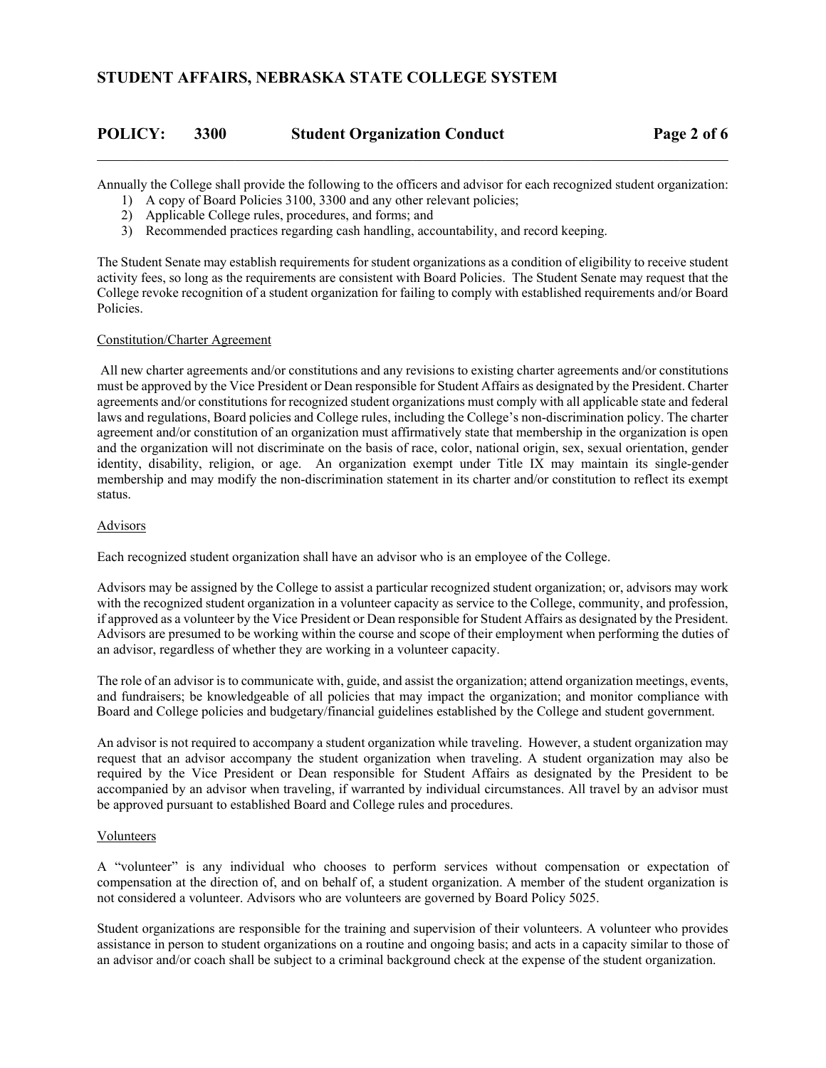Annually the College shall provide the following to the officers and advisor for each recognized student organization:

1) A copy of Board Policies 3100, 3300 and any other relevant policies;
2) Applicable College rules, procedures, and forms; and
3) Recommended practices regarding cash handling, accountability, and record keeping.

The Student Senate may establish requirements for student organizations as a condition of eligibility to receive student activity fees, so long as the requirements are consistent with Board Policies. The Student Senate may request that the College revoke recognition of a student organization for failing to comply with established requirements and/or Board Policies.

Constitution/Charter Agreement

All new charter agreements and/or constitutions and any revisions to existing charter agreements and/or constitutions must be approved by the Vice President or Dean responsible for Student Affairs as designated by the President. Charter agreements and/or constitutions for recognized student organizations must comply with all applicable state and federal laws and regulations, Board policies and College rules, including the College's non-discrimination policy. The charter agreement and/or constitution of an organization must affirmatively state that membership in the organization is open and the organization will not discriminate on the basis of race, color, national origin, sex, sexual orientation, gender identity, disability, religion, or age. An organization exempt under Title IX may maintain its single-gender membership and may modify the non-discrimination statement in its charter and/or constitution to reflect its exempt status.

Advisors

Each recognized student organization shall have an advisor who is an employee of the College.

Advisors may be assigned by the College to assist a particular recognized student organization; or, advisors may work with the recognized student organization in a volunteer capacity as service to the College, community, and profession, if approved as a volunteer by the Vice President or Dean responsible for Student Affairs as designated by the President. Advisors are presumed to be working within the course and scope of their employment when performing the duties of an advisor, regardless of whether they are working in a volunteer capacity.

The role of an advisor is to communicate with, guide, and assist the organization; attend organization meetings, events, and fundraisers; be knowledgeable of all policies that may impact the organization; and monitor compliance with Board and College policies and budgetary/financial guidelines established by the College and student government.

An advisor is not required to accompany a student organization while traveling. However, a student organization may request that an advisor accompany the student organization when traveling. A student organization may also be required by the Vice President or Dean responsible for Student Affairs as designated by the President to be accompanied by an advisor when traveling, if warranted by individual circumstances. All travel by an advisor must be approved pursuant to established Board and College rules and procedures.

Volunteers

A "volunteer" is any individual who chooses to perform services without compensation or expectation of compensation at the direction of, and on behalf of, a student organization. A member of the student organization is not considered a volunteer. Advisors who are volunteers are governed by Board Policy 5025.

Student organizations are responsible for the training and supervision of their volunteers. A volunteer who provides assistance in person to student organizations on a routine and ongoing basis; and acts in a capacity similar to those of an advisor and/or coach shall be subject to a criminal background check at the expense of the student organization.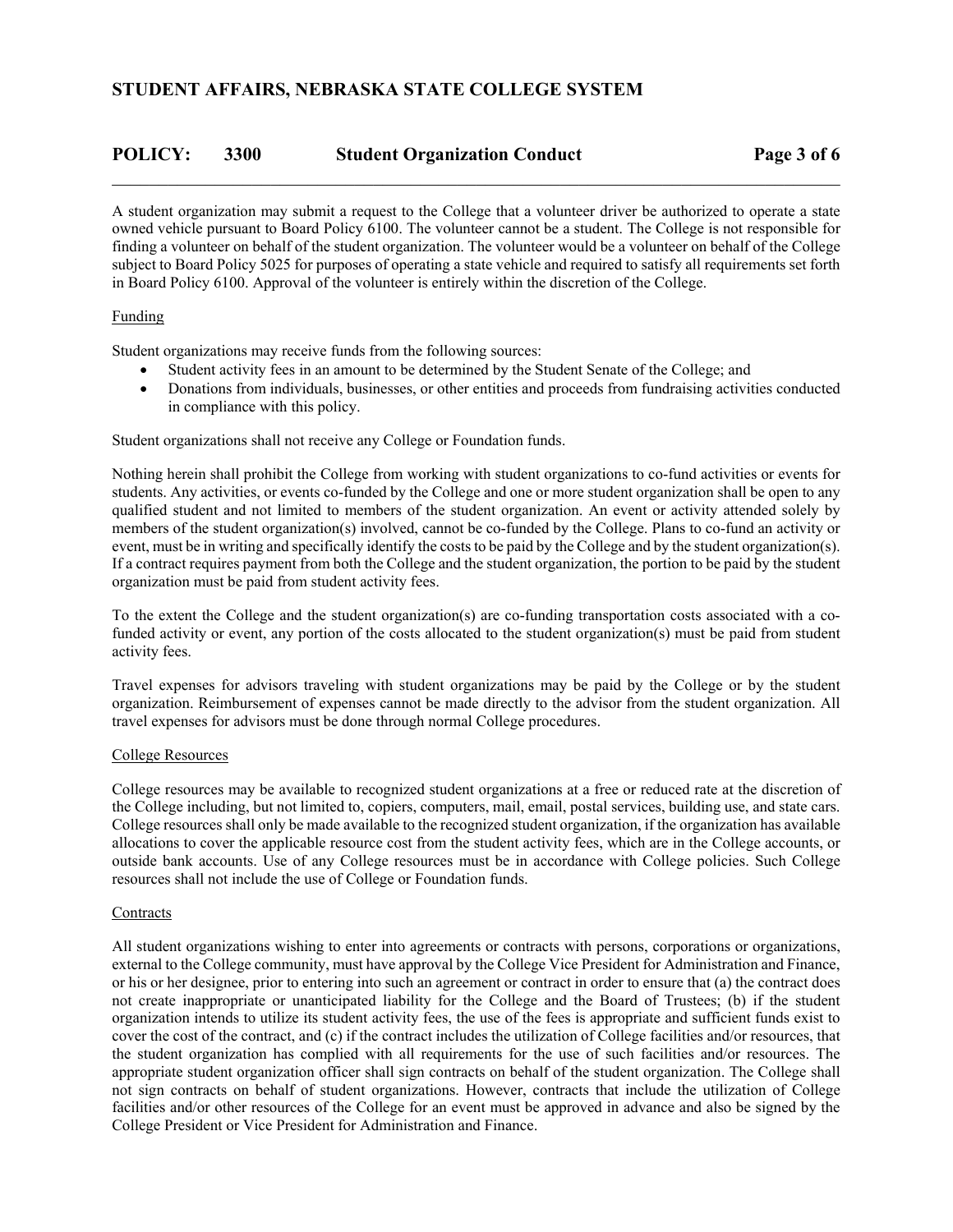A student organization may submit a request to the College that a volunteer driver be authorized to operate a state owned vehicle pursuant to Board Policy 6100. The volunteer cannot be a student. The College is not responsible for finding a volunteer on behalf of the student organization. The volunteer would be a volunteer on behalf of the College subject to Board Policy 5025 for purposes of operating a state vehicle and required to satisfy all requirements set forth in Board Policy 6100. Approval of the volunteer is entirely within the discretion of the College.

Funding

Student organizations may receive funds from the following sources:

- Student activity fees in an amount to be determined by the Student Senate of the College; and
- Donations from individuals, businesses, or other entities and proceeds from fundraising activities conducted in compliance with this policy.

Student organizations shall not receive any College or Foundation funds.

Nothing herein shall prohibit the College from working with student organizations to co-fund activities or events for students. Any activities, or events co-funded by the College and one or more student organization shall be open to any qualified student and not limited to members of the student organization. An event or activity attended solely by members of the student organization(s) involved, cannot be co-funded by the College. Plans to co-fund an activity or event, must be in writing and specifically identify the costs to be paid by the College and by the student organization(s). If a contract requires payment from both the College and the student organization, the portion to be paid by the student organization must be paid from student activity fees.

To the extent the College and the student organization(s) are co-funding transportation costs associated with a co-funded activity or event, any portion of the costs allocated to the student organization(s) must be paid from student activity fees.

Travel expenses for advisors traveling with student organizations may be paid by the College or by the student organization. Reimbursement of expenses cannot be made directly to the advisor from the student organization. All travel expenses for advisors must be done through normal College procedures.

College Resources

College resources may be available to recognized student organizations at a free or reduced rate at the discretion of the College including, but not limited to, copiers, computers, mail, email, postal services, building use, and state cars. College resources shall only be made available to the recognized student organization, if the organization has available allocations to cover the applicable resource cost from the student activity fees, which are in the College accounts, or outside bank accounts. Use of any College resources must be in accordance with College policies. Such College resources shall not include the use of College or Foundation funds.

Contracts

All student organizations wishing to enter into agreements or contracts with persons, corporations or organizations, external to the College community, must have approval by the College Vice President for Administration and Finance, or his or her designee, prior to entering into such an agreement or contract in order to ensure that (a) the contract does not create inappropriate or unanticipated liability for the College and the Board of Trustees; (b) if the student organization intends to utilize its student activity fees, the use of the fees is appropriate and sufficient funds exist to cover the cost of the contract, and (c) if the contract includes the utilization of College facilities and/or resources, that the student organization has complied with all requirements for the use of such facilities and/or resources. The appropriate student organization officer shall sign contracts on behalf of the student organization. The College shall not sign contracts on behalf of student organizations. However, contracts that include the utilization of College facilities and/or other resources of the College for an event must be approved in advance and also be signed by the College President or Vice President for Administration and Finance.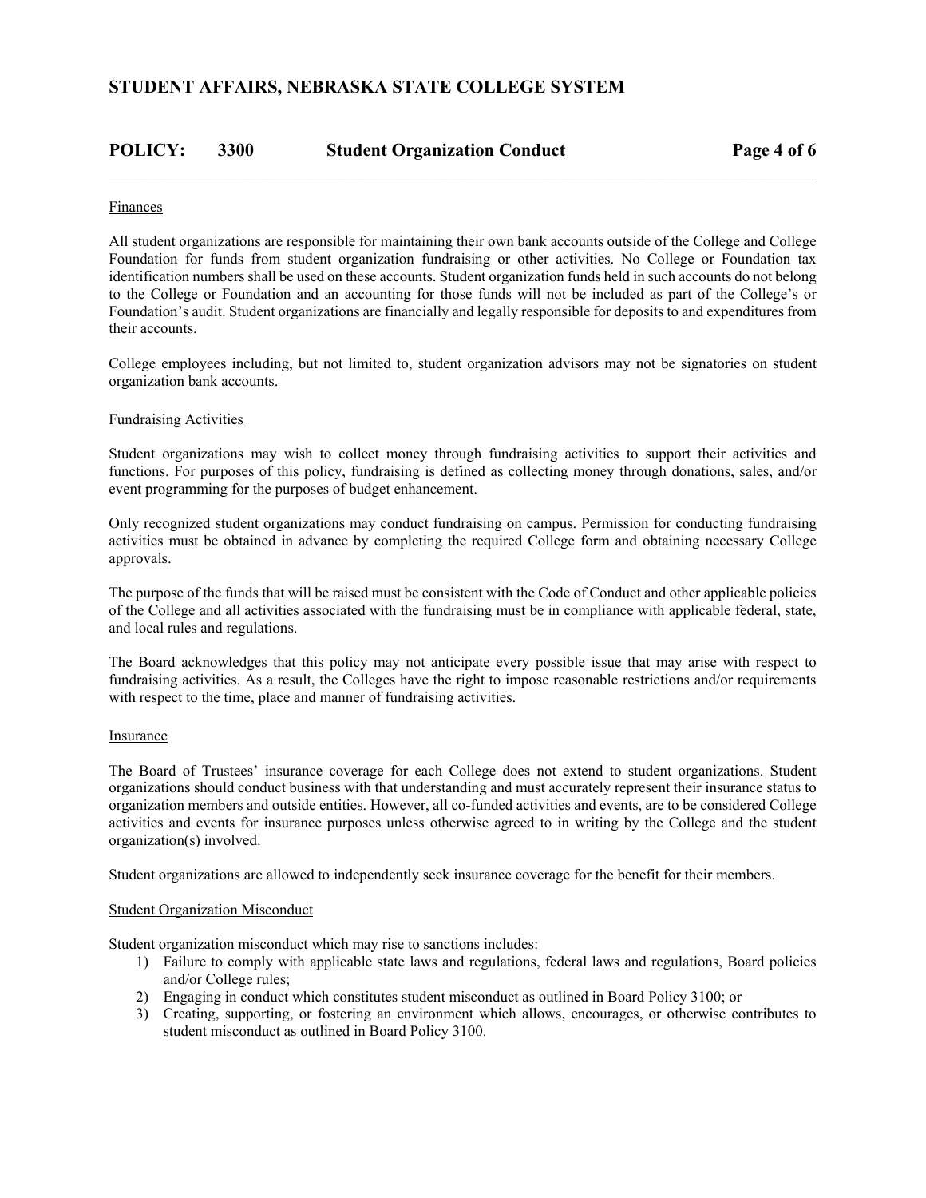### Finances

All student organizations are responsible for maintaining their own bank accounts outside of the College and College Foundation for funds from student organization fundraising or other activities. No College or Foundation tax identification numbers shall be used on these accounts. Student organization funds held in such accounts do not belong to the College or Foundation and an accounting for those funds will not be included as part of the College's or Foundation's audit. Student organizations are financially and legally responsible for deposits to and expenditures from their accounts.

College employees including, but not limited to, student organization advisors may not be signatories on student organization bank accounts.

### Fundraising Activities

Student organizations may wish to collect money through fundraising activities to support their activities and functions. For purposes of this policy, fundraising is defined as collecting money through donations, sales, and/or event programming for the purposes of budget enhancement.

Only recognized student organizations may conduct fundraising on campus. Permission for conducting fundraising activities must be obtained in advance by completing the required College form and obtaining necessary College approvals.

The purpose of the funds that will be raised must be consistent with the Code of Conduct and other applicable policies of the College and all activities associated with the fundraising must be in compliance with applicable federal, state, and local rules and regulations.

The Board acknowledges that this policy may not anticipate every possible issue that may arise with respect to fundraising activities. As a result, the Colleges have the right to impose reasonable restrictions and/or requirements with respect to the time, place and manner of fundraising activities.

### Insurance

The Board of Trustees' insurance coverage for each College does not extend to student organizations. Student organizations should conduct business with that understanding and must accurately represent their insurance status to organization members and outside entities. However, all co-funded activities and events, are to be considered College activities and events for insurance purposes unless otherwise agreed to in writing by the College and the student organization(s) involved.

Student organizations are allowed to independently seek insurance coverage for the benefit for their members.

### Student Organization Misconduct

Student organization misconduct which may rise to sanctions includes:

1) Failure to comply with applicable state laws and regulations, federal laws and regulations, Board policies and/or College rules;
2) Engaging in conduct which constitutes student misconduct as outlined in Board Policy 3100; or
3) Creating, supporting, or fostering an environment which allows, encourages, or otherwise contributes to student misconduct as outlined in Board Policy 3100.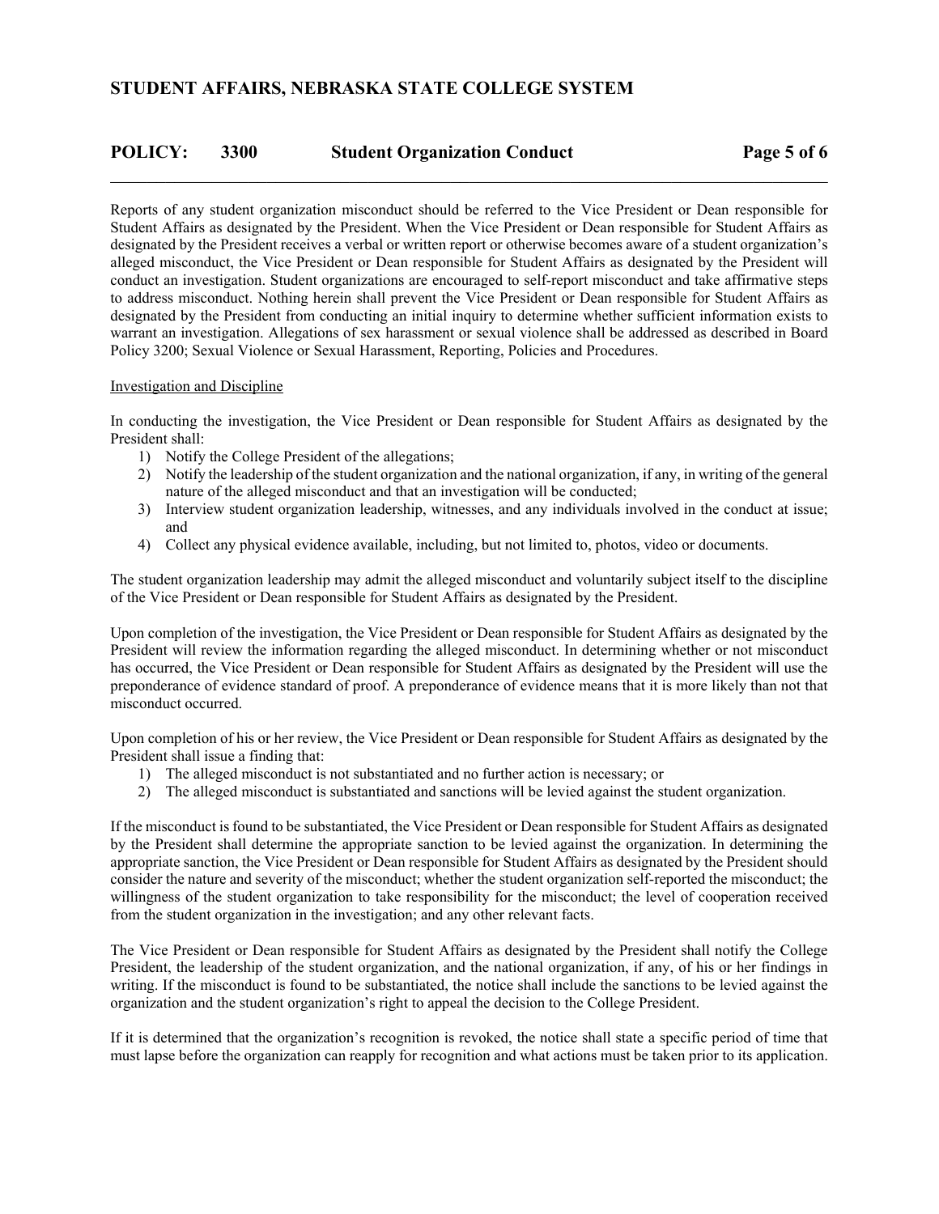Reports of any student organization misconduct should be referred to the Vice President or Dean responsible for Student Affairs as designated by the President. When the Vice President or Dean responsible for Student Affairs as designated by the President receives a verbal or written report or otherwise becomes aware of a student organization's alleged misconduct, the Vice President or Dean responsible for Student Affairs as designated by the President will conduct an investigation. Student organizations are encouraged to self-report misconduct and take affirmative steps to address misconduct. Nothing herein shall prevent the Vice President or Dean responsible for Student Affairs as designated by the President from conducting an initial inquiry to determine whether sufficient information exists to warrant an investigation. Allegations of sex harassment or sexual violence shall be addressed as described in Board Policy 3200; Sexual Violence or Sexual Harassment, Reporting, Policies and Procedures.

Investigation and Discipline

In conducting the investigation, the Vice President or Dean responsible for Student Affairs as designated by the President shall:

1) Notify the College President of the allegations;
2) Notify the leadership of the student organization and the national organization, if any, in writing of the general nature of the alleged misconduct and that an investigation will be conducted;
3) Interview student organization leadership, witnesses, and any individuals involved in the conduct at issue; and
4) Collect any physical evidence available, including, but not limited to, photos, video or documents.

The student organization leadership may admit the alleged misconduct and voluntarily subject itself to the discipline of the Vice President or Dean responsible for Student Affairs as designated by the President.

Upon completion of the investigation, the Vice President or Dean responsible for Student Affairs as designated by the President will review the information regarding the alleged misconduct. In determining whether or not misconduct has occurred, the Vice President or Dean responsible for Student Affairs as designated by the President will use the preponderance of evidence standard of proof. A preponderance of evidence means that it is more likely than not that misconduct occurred.

Upon completion of his or her review, the Vice President or Dean responsible for Student Affairs as designated by the President shall issue a finding that:

1) The alleged misconduct is not substantiated and no further action is necessary; or
2) The alleged misconduct is substantiated and sanctions will be levied against the student organization.

If the misconduct is found to be substantiated, the Vice President or Dean responsible for Student Affairs as designated by the President shall determine the appropriate sanction to be levied against the organization. In determining the appropriate sanction, the Vice President or Dean responsible for Student Affairs as designated by the President should consider the nature and severity of the misconduct; whether the student organization self-reported the misconduct; the willingness of the student organization to take responsibility for the misconduct; the level of cooperation received from the student organization in the investigation; and any other relevant facts.

The Vice President or Dean responsible for Student Affairs as designated by the President shall notify the College President, the leadership of the student organization, and the national organization, if any, of his or her findings in writing. If the misconduct is found to be substantiated, the notice shall include the sanctions to be levied against the organization and the student organization's right to appeal the decision to the College President.

If it is determined that the organization's recognition is revoked, the notice shall state a specific period of time that must lapse before the organization can reapply for recognition and what actions must be taken prior to its application.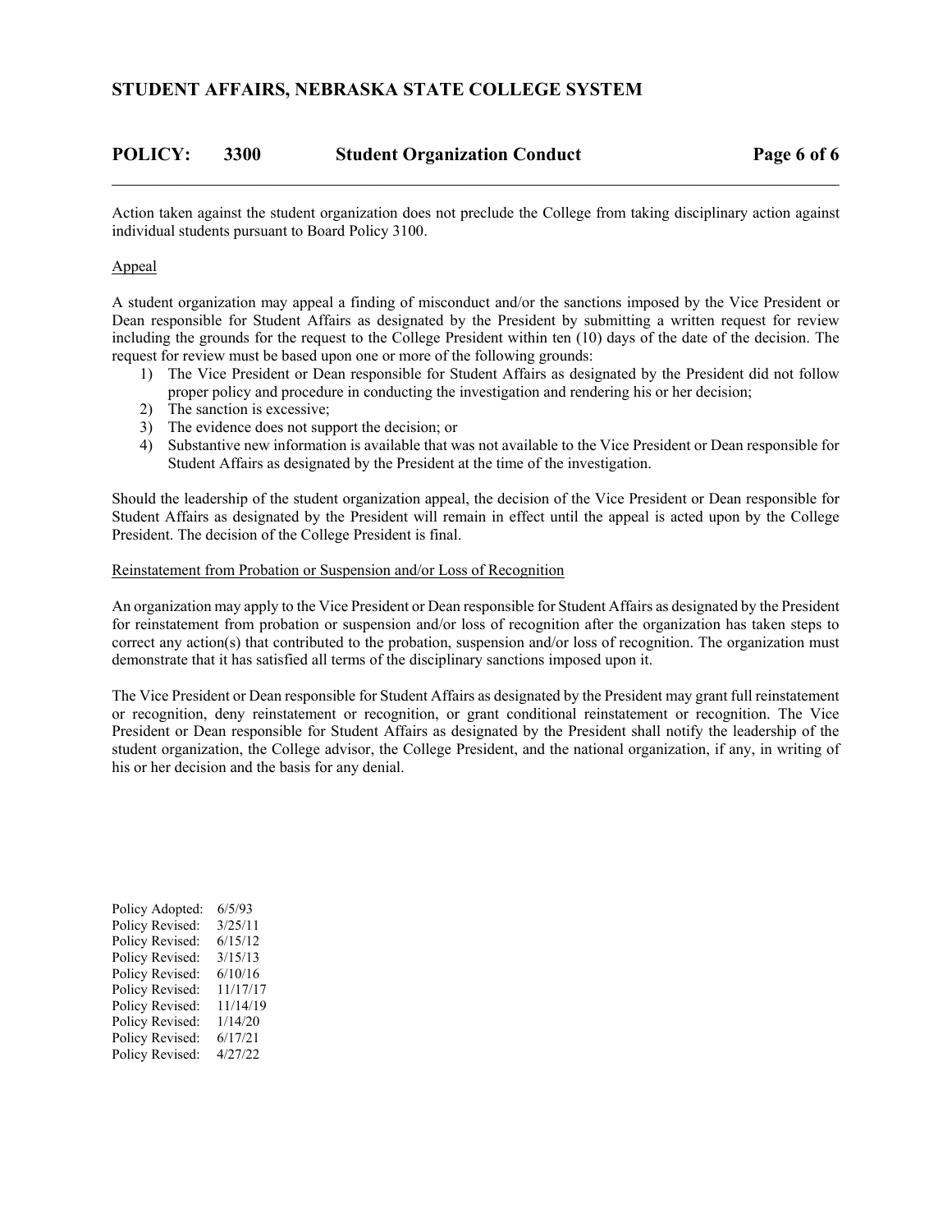Action taken against the student organization does not preclude the College from taking disciplinary action against individual students pursuant to Board Policy 3100.

Appeal

A student organization may appeal a finding of misconduct and/or the sanctions imposed by the Vice President or Dean responsible for Student Affairs as designated by the President by submitting a written request for review including the grounds for the request to the College President within ten (10) days of the date of the decision. The request for review must be based upon one or more of the following grounds:

1) The Vice President or Dean responsible for Student Affairs as designated by the President did not follow proper policy and procedure in conducting the investigation and rendering his or her decision;
2) The sanction is excessive;
3) The evidence does not support the decision; or
4) Substantive new information is available that was not available to the Vice President or Dean responsible for Student Affairs as designated by the President at the time of the investigation.

Should the leadership of the student organization appeal, the decision of the Vice President or Dean responsible for Student Affairs as designated by the President will remain in effect until the appeal is acted upon by the College President. The decision of the College President is final.

Reinstatement from Probation or Suspension and/or Loss of Recognition

An organization may apply to the Vice President or Dean responsible for Student Affairs as designated by the President for reinstatement from probation or suspension and/or loss of recognition after the organization has taken steps to correct any action(s) that contributed to the probation, suspension and/or loss of recognition. The organization must demonstrate that it has satisfied all terms of the disciplinary sanctions imposed upon it.

The Vice President or Dean responsible for Student Affairs as designated by the President may grant full reinstatement or recognition, deny reinstatement or recognition, or grant conditional reinstatement or recognition. The Vice President or Dean responsible for Student Affairs as designated by the President shall notify the leadership of the student organization, the College advisor, the College President, and the national organization, if any, in writing of his or her decision and the basis for any denial.

Policy Adopted: 6/5/93
Policy Revised: 3/25/11
Policy Revised: 6/15/12
Policy Revised: 3/15/13
Policy Revised: 6/10/16
Policy Revised: 11/17/17
Policy Revised: 11/14/19
Policy Revised: 1/14/20
Policy Revised: 6/17/21
Policy Revised: 4/27/22